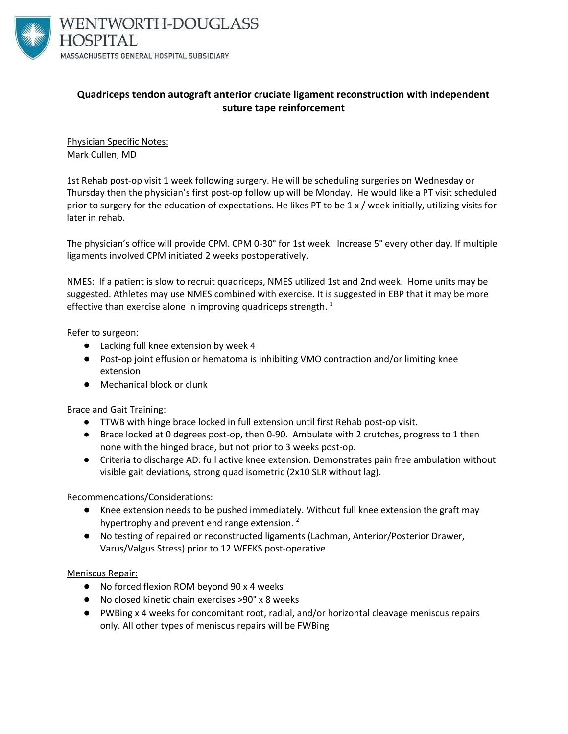WENTWORTH-DOUGLASS HOSPITAL

MASSACHUSETTS GENERAL HOSPITAL SUBSIDIARY

# Quadriceps tendon autograft anterior cruciate ligament reconstruction with independent suture tape reinforcement

Physician Specific Notes:
Mark Cullen, MD

1st Rehab post-op visit 1 week following surgery. He will be scheduling surgeries on Wednesday or Thursday then the physician's first post-op follow up will be Monday. He would like a PT visit scheduled prior to surgery for the education of expectations. He likes PT to be 1 x / week initially, utilizing visits for later in rehab.

The physician's office will provide CPM. CPM 0-30° for 1st week. Increase 5° every other day. If multiple ligaments involved CPM initiated 2 weeks postoperatively.

NMES: If a patient is slow to recruit quadriceps, NMES utilized 1st and 2nd week. Home units may be suggested. Athletes may use NMES combined with exercise. It is suggested in EBP that it may be more effective than exercise alone in improving quadriceps strength. [1]

Refer to surgeon:

- Lacking full knee extension by week 4
- Post-op joint effusion or hematoma is inhibiting VMO contraction and/or limiting knee extension
- Mechanical block or clunk

Brace and Gait Training:

- TTWB with hinge brace locked in full extension until first Rehab post-op visit.
- Brace locked at 0 degrees post-op, then 0-90. Ambulate with 2 crutches, progress to 1 then none with the hinged brace, but not prior to 3 weeks post-op.
- Criteria to discharge AD: full active knee extension. Demonstrates pain free ambulation without visible gait deviations, strong quad isometric (2x10 SLR without lag).

Recommendations/Considerations:

- Knee extension needs to be pushed immediately. Without full knee extension the graft may hypertrophy and prevent end range extension. [2]
- No testing of repaired or reconstructed ligaments (Lachman, Anterior/Posterior Drawer, Varus/Valgus Stress) prior to 12 WEEKS post-operative

Meniscus Repair:

- No forced flexion ROM beyond 90 x 4 weeks
- No closed kinetic chain exercises >90° x 8 weeks
- PWBing x 4 weeks for concomitant root, radial, and/or horizontal cleavage meniscus repairs only. All other types of meniscus repairs will be FWBing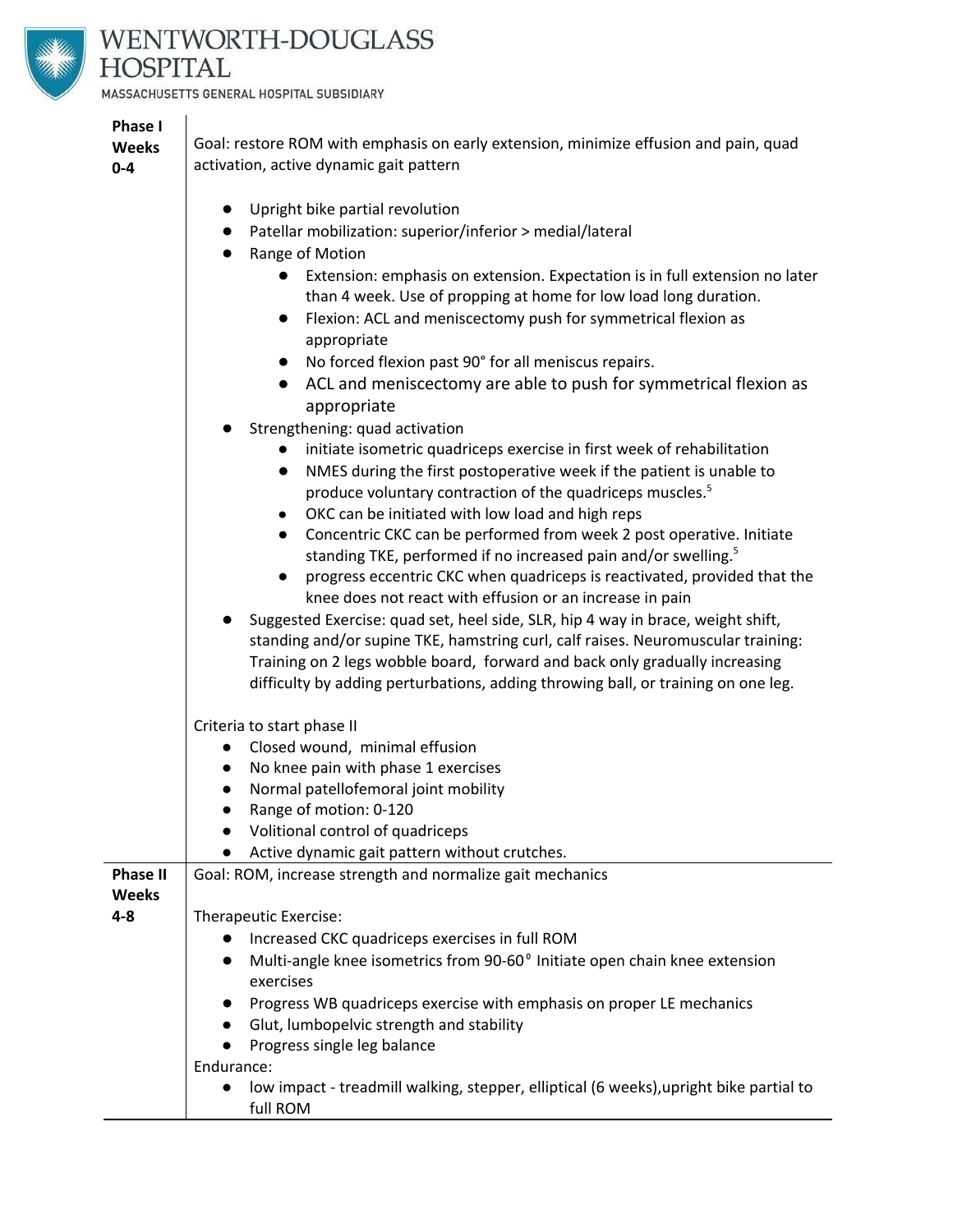| | |
|---|---|
| **Phase I Weeks 0-4** | Goal: restore ROM with emphasis on early extension, minimize effusion and pain, quad activation, active dynamic gait pattern<br><br>● Upright bike partial revolution<br>● Patellar mobilization: superior/inferior > medial/lateral<br>● Range of Motion<br>&nbsp;&nbsp;&nbsp;&nbsp;● Extension: emphasis on extension. Expectation is in full extension no later than 4 week. Use of propping at home for low load long duration.<br>&nbsp;&nbsp;&nbsp;&nbsp;● Flexion: ACL and meniscectomy push for symmetrical flexion as appropriate<br>&nbsp;&nbsp;&nbsp;&nbsp;● No forced flexion past 90° for all meniscus repairs.<br>&nbsp;&nbsp;&nbsp;&nbsp;● ACL and meniscectomy are able to push for symmetrical flexion as appropriate<br>● Strengthening: quad activation<br>&nbsp;&nbsp;&nbsp;&nbsp;● initiate isometric quadriceps exercise in first week of rehabilitation<br>&nbsp;&nbsp;&nbsp;&nbsp;● NMES during the first postoperative week if the patient is unable to produce voluntary contraction of the quadriceps muscles.[5]<br>&nbsp;&nbsp;&nbsp;&nbsp;● OKC can be initiated with low load and high reps<br>&nbsp;&nbsp;&nbsp;&nbsp;● Concentric CKC can be performed from week 2 post operative. Initiate standing TKE, performed if no increased pain and/or swelling.[5]<br>&nbsp;&nbsp;&nbsp;&nbsp;● progress eccentric CKC when quadriceps is reactivated, provided that the knee does not react with effusion or an increase in pain<br>● Suggested Exercise: quad set, heel side, SLR, hip 4 way in brace, weight shift, standing and/or supine TKE, hamstring curl, calf raises. Neuromuscular training: Training on 2 legs wobble board, forward and back only gradually increasing difficulty by adding perturbations, adding throwing ball, or training on one leg.<br><br>Criteria to start phase II<br>● Closed wound, minimal effusion<br>● No knee pain with phase 1 exercises<br>● Normal patellofemoral joint mobility<br>● Range of motion: 0-120<br>● Volitional control of quadriceps<br>● Active dynamic gait pattern without crutches. |
| **Phase II Weeks 4-8** | Goal: ROM, increase strength and normalize gait mechanics<br><br>Therapeutic Exercise:<br>● Increased CKC quadriceps exercises in full ROM<br>● Multi-angle knee isometrics from 90-60° Initiate open chain knee extension exercises<br>● Progress WB quadriceps exercise with emphasis on proper LE mechanics<br>● Glut, lumbopelvic strength and stability<br>● Progress single leg balance<br>Endurance:<br>● low impact - treadmill walking, stepper, elliptical (6 weeks),upright bike partial to full ROM |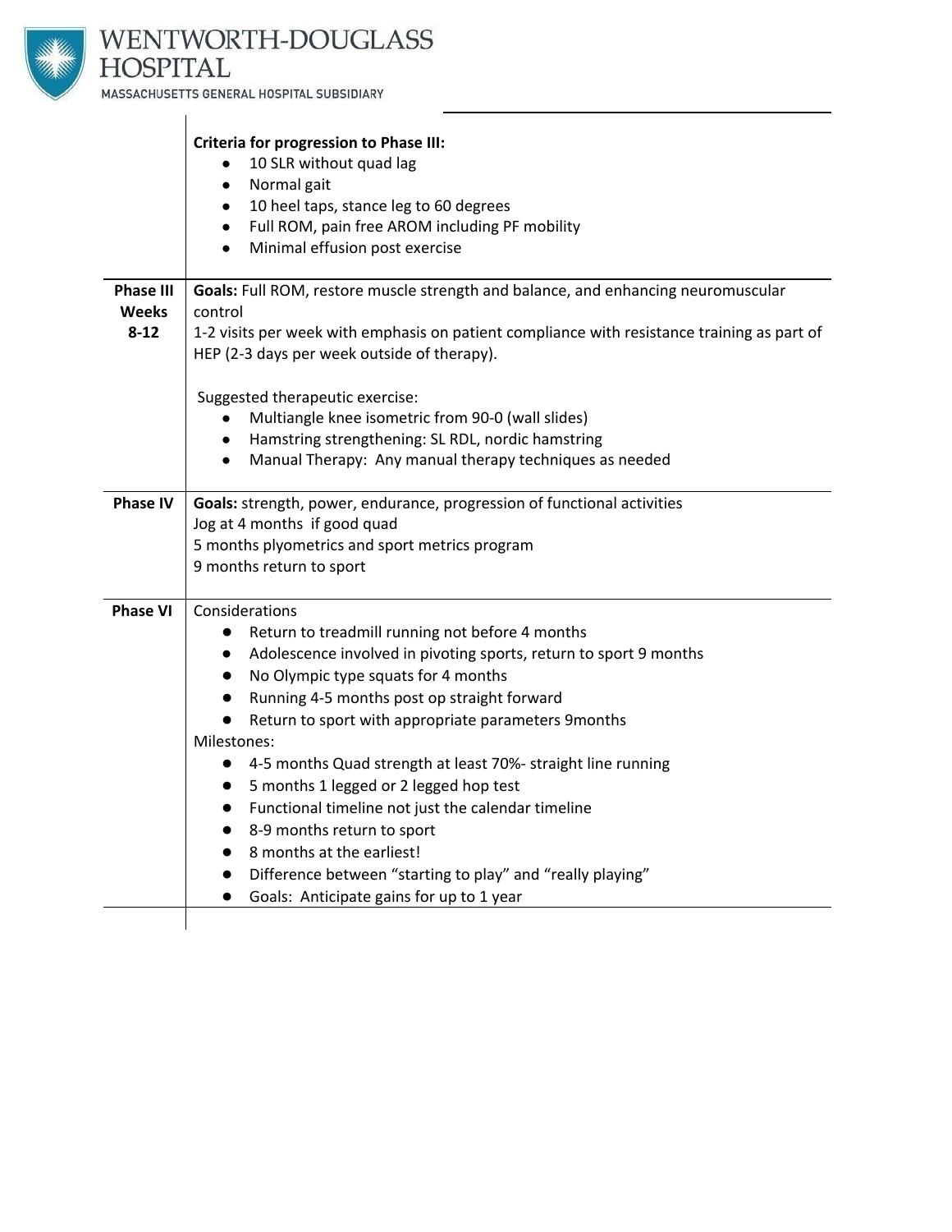| | |
|---|---|
| | **Criteria for progression to Phase III:**<br>• 10 SLR without quad lag<br>• Normal gait<br>• 10 heel taps, stance leg to 60 degrees<br>• Full ROM, pain free AROM including PF mobility<br>• Minimal effusion post exercise |
| **Phase III Weeks 8-12** | **Goals:** Full ROM, restore muscle strength and balance, and enhancing neuromuscular control<br>1-2 visits per week with emphasis on patient compliance with resistance training as part of HEP (2-3 days per week outside of therapy).<br><br>Suggested therapeutic exercise:<br>• Multiangle knee isometric from 90-0 (wall slides)<br>• Hamstring strengthening: SL RDL, nordic hamstring<br>• Manual Therapy: Any manual therapy techniques as needed |
| **Phase IV** | **Goals:** strength, power, endurance, progression of functional activities<br>Jog at 4 months if good quad<br>5 months plyometrics and sport metrics program<br>9 months return to sport |
| **Phase VI** | Considerations<br>• Return to treadmill running not before 4 months<br>• Adolescence involved in pivoting sports, return to sport 9 months<br>• No Olympic type squats for 4 months<br>• Running 4-5 months post op straight forward<br>• Return to sport with appropriate parameters 9months<br>Milestones:<br>• 4-5 months Quad strength at least 70%- straight line running<br>• 5 months 1 legged or 2 legged hop test<br>• Functional timeline not just the calendar timeline<br>• 8-9 months return to sport<br>• 8 months at the earliest!<br>• Difference between "starting to play" and "really playing"<br>• Goals: Anticipate gains for up to 1 year |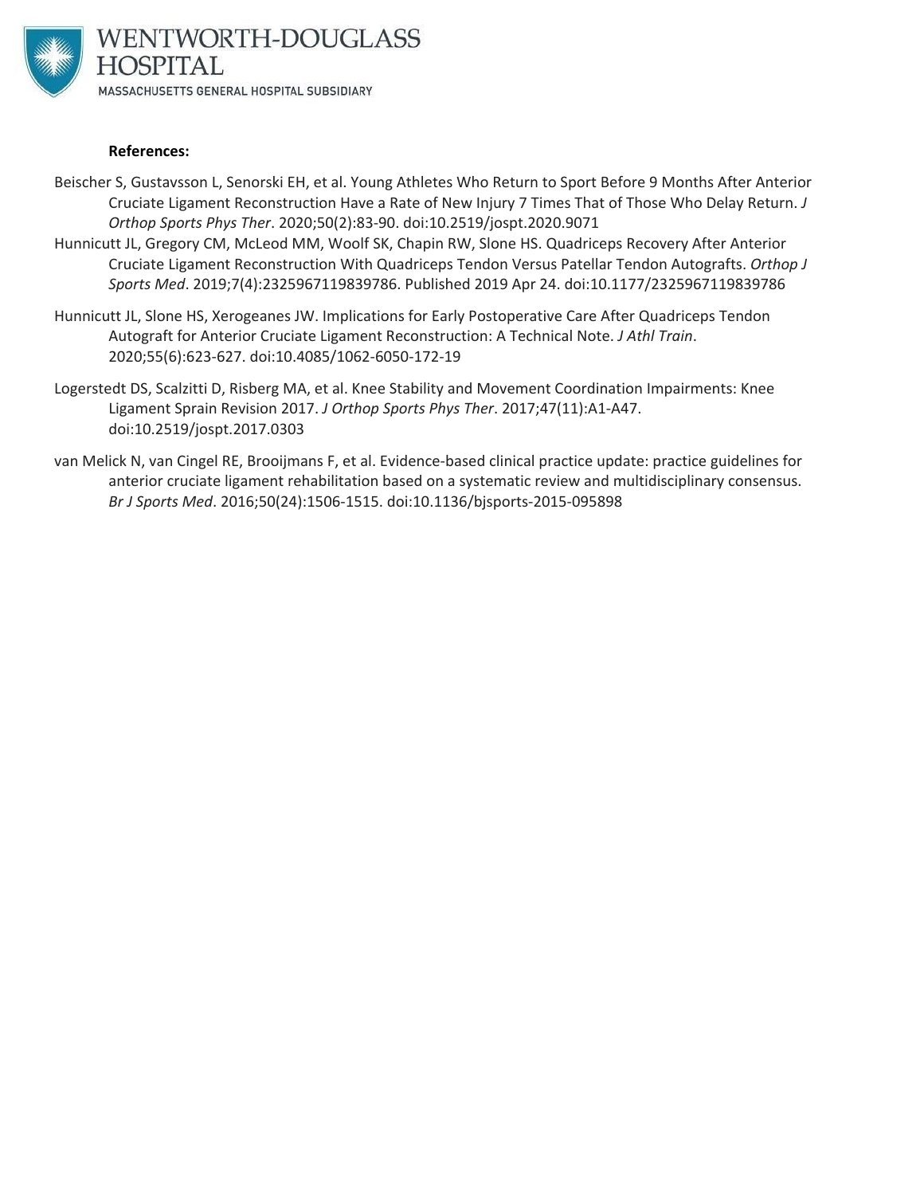**References:**

Beischer S, Gustavsson L, Senorski EH, et al. Young Athletes Who Return to Sport Before 9 Months After Anterior Cruciate Ligament Reconstruction Have a Rate of New Injury 7 Times That of Those Who Delay Return. *J Orthop Sports Phys Ther*. 2020;50(2):83-90. doi:10.2519/jospt.2020.9071

Hunnicutt JL, Gregory CM, McLeod MM, Woolf SK, Chapin RW, Slone HS. Quadriceps Recovery After Anterior Cruciate Ligament Reconstruction With Quadriceps Tendon Versus Patellar Tendon Autografts. *Orthop J Sports Med*. 2019;7(4):2325967119839786. Published 2019 Apr 24. doi:10.1177/2325967119839786

Hunnicutt JL, Slone HS, Xerogeanes JW. Implications for Early Postoperative Care After Quadriceps Tendon Autograft for Anterior Cruciate Ligament Reconstruction: A Technical Note. *J Athl Train*. 2020;55(6):623-627. doi:10.4085/1062-6050-172-19

Logerstedt DS, Scalzitti D, Risberg MA, et al. Knee Stability and Movement Coordination Impairments: Knee Ligament Sprain Revision 2017. *J Orthop Sports Phys Ther*. 2017;47(11):A1-A47. doi:10.2519/jospt.2017.0303

van Melick N, van Cingel RE, Brooijmans F, et al. Evidence-based clinical practice update: practice guidelines for anterior cruciate ligament rehabilitation based on a systematic review and multidisciplinary consensus. *Br J Sports Med*. 2016;50(24):1506-1515. doi:10.1136/bjsports-2015-095898